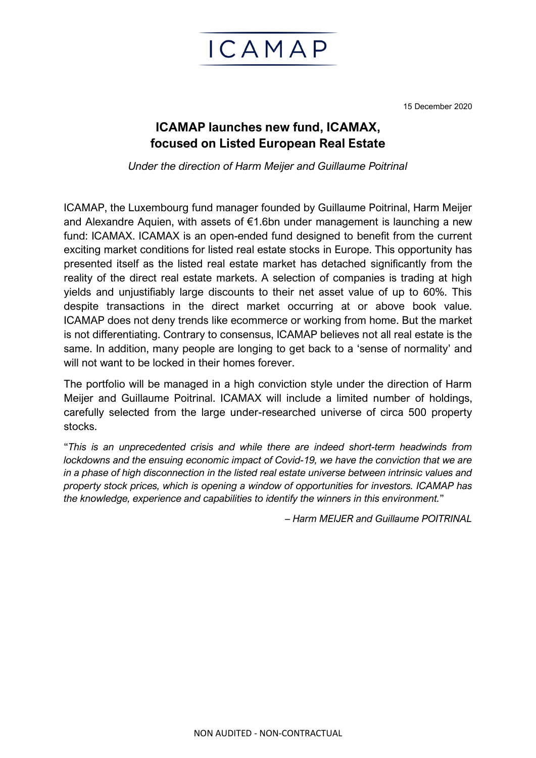ICAMAP

15 December 2020

# ICAMAP launches new fund, ICAMAX, focused on Listed European Real Estate

*Under the direction of Harm Meijer and Guillaume Poitrinal*

ICAMAP, the Luxembourg fund manager founded by Guillaume Poitrinal, Harm Meijer and Alexandre Aquien, with assets of €1.6bn under management is launching a new fund: ICAMAX. ICAMAX is an open-ended fund designed to benefit from the current exciting market conditions for listed real estate stocks in Europe. This opportunity has presented itself as the listed real estate market has detached significantly from the reality of the direct real estate markets. A selection of companies is trading at high yields and unjustifiably large discounts to their net asset value of up to 60%. This despite transactions in the direct market occurring at or above book value. ICAMAP does not deny trends like ecommerce or working from home. But the market is not differentiating. Contrary to consensus, ICAMAP believes not all real estate is the same. In addition, many people are longing to get back to a 'sense of normality' and will not want to be locked in their homes forever.

The portfolio will be managed in a high conviction style under the direction of Harm Meijer and Guillaume Poitrinal. ICAMAX will include a limited number of holdings, carefully selected from the large under-researched universe of circa 500 property stocks.

"*This is an unprecedented crisis and while there are indeed short-term headwinds from lockdowns and the ensuing economic impact of Covid-19, we have the conviction that we are in a phase of high disconnection in the listed real estate universe between intrinsic values and property stock prices, which is opening a window of opportunities for investors. ICAMAP has the knowledge, experience and capabilities to identify the winners in this environment.*"

*– Harm MEIJER and Guillaume POITRINAL*

NON AUDITED - NON-CONTRACTUAL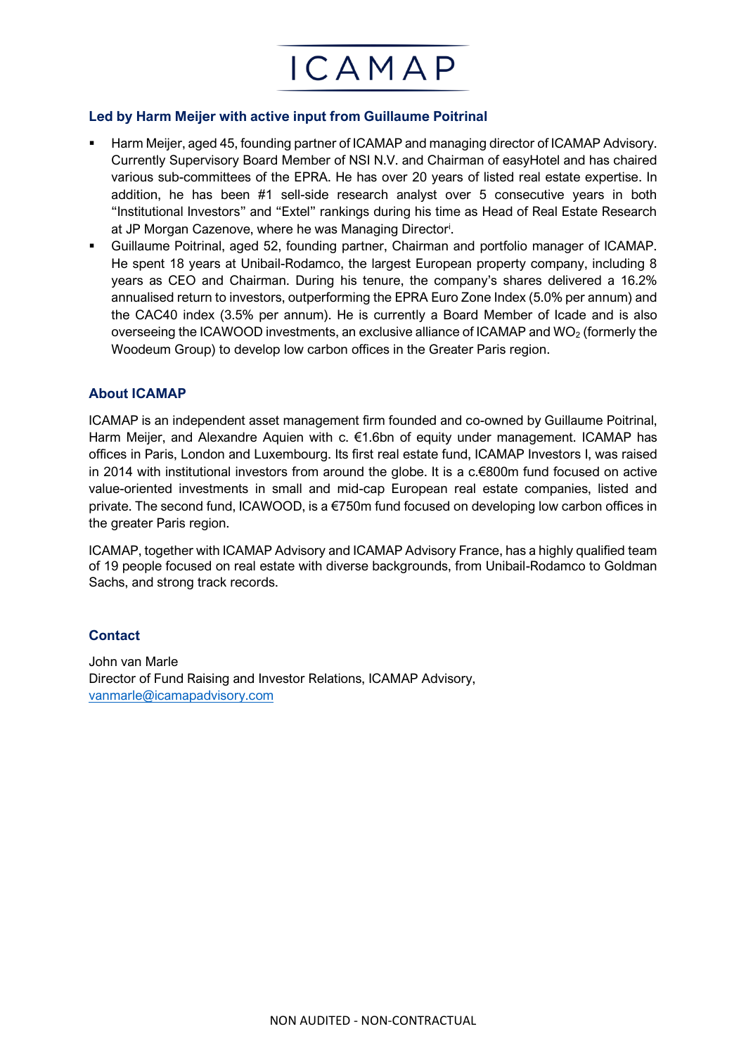### Led by Harm Meijer with active input from Guillaume Poitrinal

- Harm Meijer, aged 45, founding partner of ICAMAP and managing director of ICAMAP Advisory. Currently Supervisory Board Member of NSI N.V. and Chairman of easyHotel and has chaired various sub-committees of the EPRA. He has over 20 years of listed real estate expertise. In addition, he has been #1 sell-side research analyst over 5 consecutive years in both "Institutional Investors" and "Extel" rankings during his time as Head of Real Estate Research at JP Morgan Cazenove, where he was Managing Director[i].
- Guillaume Poitrinal, aged 52, founding partner, Chairman and portfolio manager of ICAMAP. He spent 18 years at Unibail-Rodamco, the largest European property company, including 8 years as CEO and Chairman. During his tenure, the company's shares delivered a 16.2% annualised return to investors, outperforming the EPRA Euro Zone Index (5.0% per annum) and the CAC40 index (3.5% per annum). He is currently a Board Member of Icade and is also overseeing the ICAWOOD investments, an exclusive alliance of ICAMAP and $WO_2$ (formerly the Woodeum Group) to develop low carbon offices in the Greater Paris region.

### About ICAMAP

ICAMAP is an independent asset management firm founded and co-owned by Guillaume Poitrinal, Harm Meijer, and Alexandre Aquien with c. €1.6bn of equity under management. ICAMAP has offices in Paris, London and Luxembourg. Its first real estate fund, ICAMAP Investors I, was raised in 2014 with institutional investors from around the globe. It is a c.€800m fund focused on active value-oriented investments in small and mid-cap European real estate companies, listed and private. The second fund, ICAWOOD, is a €750m fund focused on developing low carbon offices in the greater Paris region.

ICAMAP, together with ICAMAP Advisory and ICAMAP Advisory France, has a highly qualified team of 19 people focused on real estate with diverse backgrounds, from Unibail-Rodamco to Goldman Sachs, and strong track records.

### Contact

John van Marle
Director of Fund Raising and Investor Relations, ICAMAP Advisory,
vanmarle@icamapadvisory.com

NON AUDITED - NON-CONTRACTUAL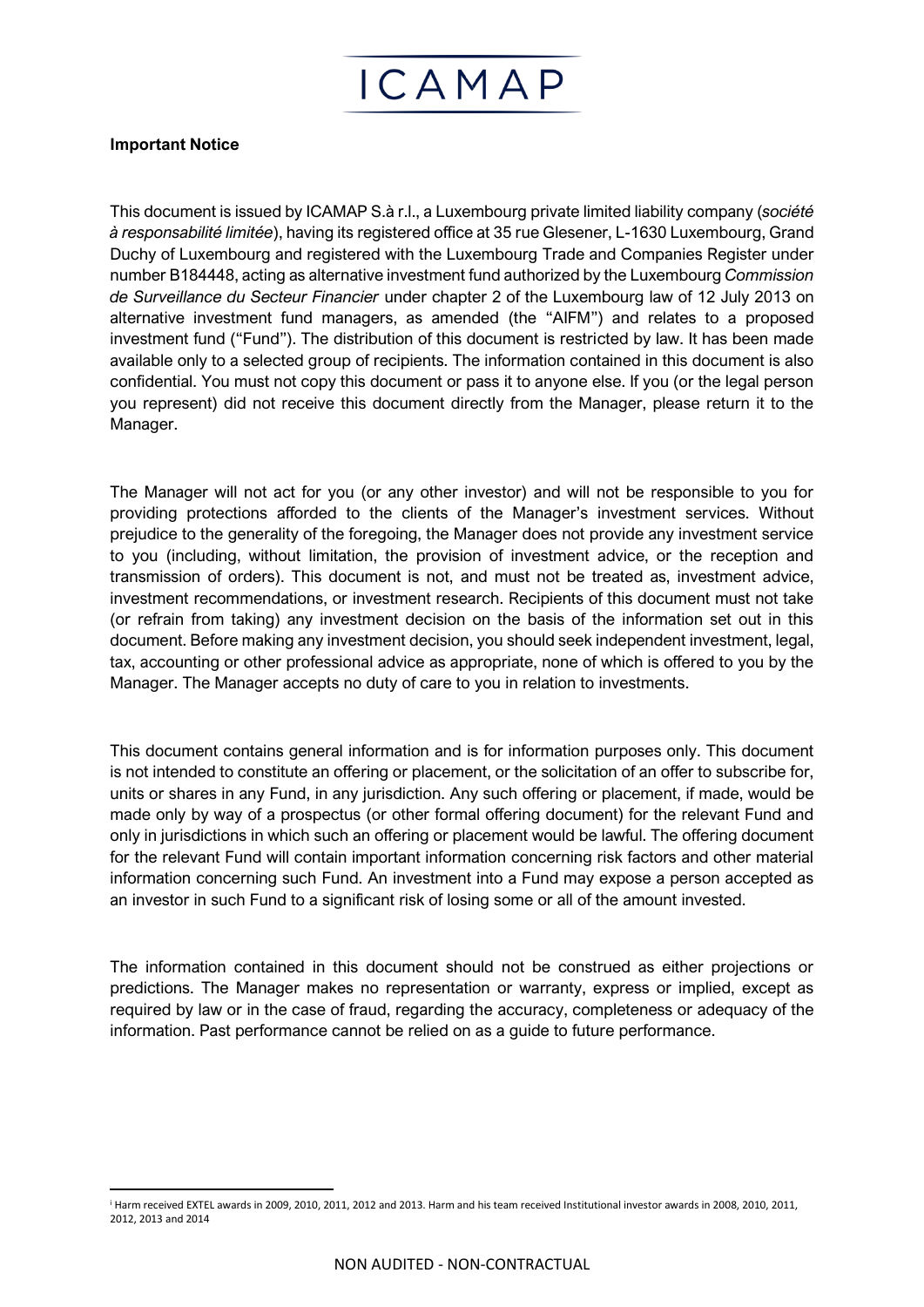**Important Notice**

This document is issued by ICAMAP S.à r.l., a Luxembourg private limited liability company (*société à responsabilité limitée*), having its registered office at 35 rue Glesener, L-1630 Luxembourg, Grand Duchy of Luxembourg and registered with the Luxembourg Trade and Companies Register under number B184448, acting as alternative investment fund authorized by the Luxembourg *Commission de Surveillance du Secteur Financier* under chapter 2 of the Luxembourg law of 12 July 2013 on alternative investment fund managers, as amended (the "AIFM") and relates to a proposed investment fund ("Fund"). The distribution of this document is restricted by law. It has been made available only to a selected group of recipients. The information contained in this document is also confidential. You must not copy this document or pass it to anyone else. If you (or the legal person you represent) did not receive this document directly from the Manager, please return it to the Manager.

The Manager will not act for you (or any other investor) and will not be responsible to you for providing protections afforded to the clients of the Manager's investment services. Without prejudice to the generality of the foregoing, the Manager does not provide any investment service to you (including, without limitation, the provision of investment advice, or the reception and transmission of orders). This document is not, and must not be treated as, investment advice, investment recommendations, or investment research. Recipients of this document must not take (or refrain from taking) any investment decision on the basis of the information set out in this document. Before making any investment decision, you should seek independent investment, legal, tax, accounting or other professional advice as appropriate, none of which is offered to you by the Manager. The Manager accepts no duty of care to you in relation to investments.

This document contains general information and is for information purposes only. This document is not intended to constitute an offering or placement, or the solicitation of an offer to subscribe for, units or shares in any Fund, in any jurisdiction. Any such offering or placement, if made, would be made only by way of a prospectus (or other formal offering document) for the relevant Fund and only in jurisdictions in which such an offering or placement would be lawful. The offering document for the relevant Fund will contain important information concerning risk factors and other material information concerning such Fund. An investment into a Fund may expose a person accepted as an investor in such Fund to a significant risk of losing some or all of the amount invested.

The information contained in this document should not be construed as either projections or predictions. The Manager makes no representation or warranty, express or implied, except as required by law or in the case of fraud, regarding the accuracy, completeness or adequacy of the information. Past performance cannot be relied on as a guide to future performance.

---

[i] Harm received EXTEL awards in 2009, 2010, 2011, 2012 and 2013. Harm and his team received Institutional investor awards in 2008, 2010, 2011, 2012, 2013 and 2014

NON AUDITED - NON-CONTRACTUAL